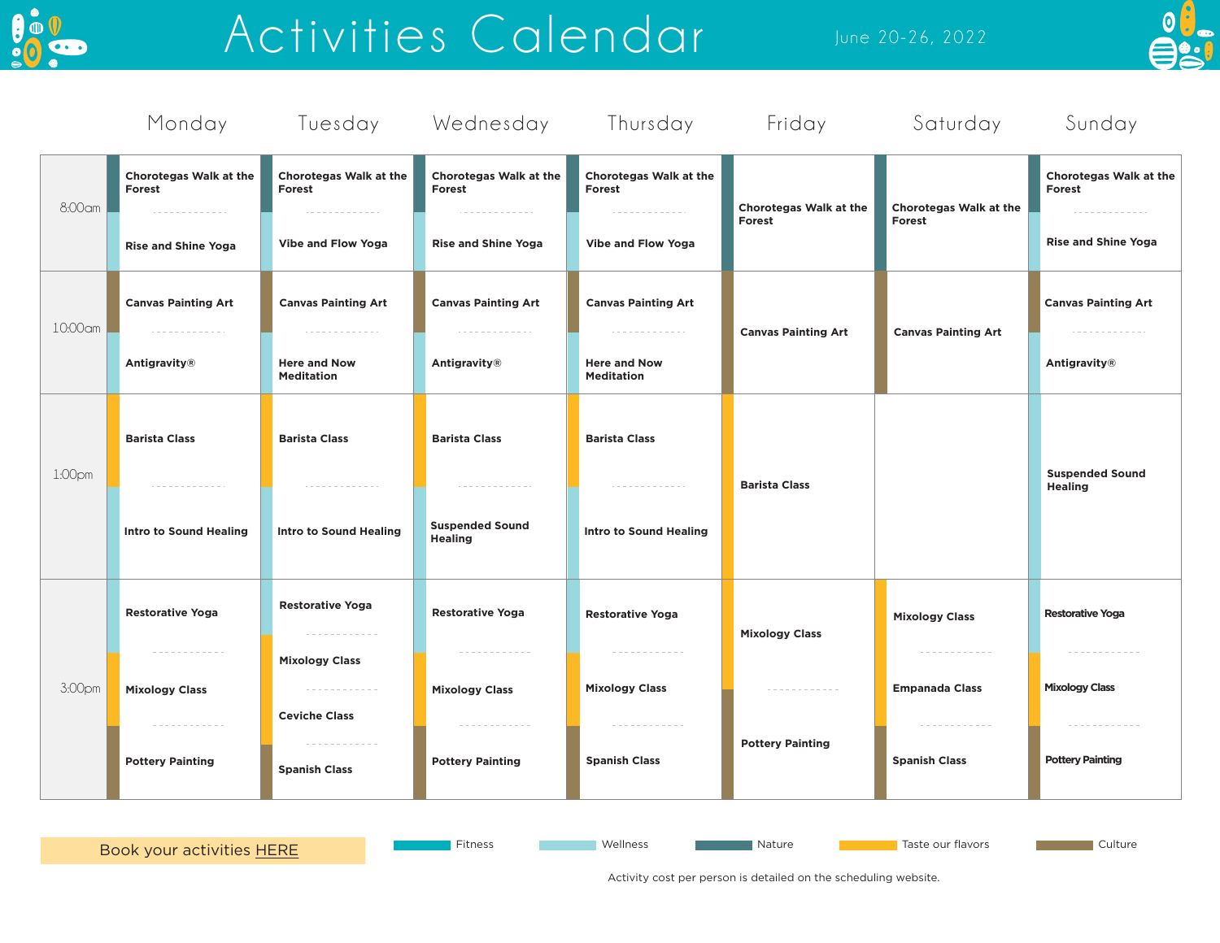# Activities Calendar

June 20-26, 2022

| | Monday | Tuesday | Wednesday | Thursday | Friday | Saturday | Sunday |
|---|---|---|---|---|---|---|---|
| 8:00am | Chorotegas Walk at the Forest / Rise and Shine Yoga | Chorotegas Walk at the Forest / Vibe and Flow Yoga | Chorotegas Walk at the Forest / Rise and Shine Yoga | Chorotegas Walk at the Forest / Vibe and Flow Yoga | Chorotegas Walk at the Forest | Chorotegas Walk at the Forest | Chorotegas Walk at the Forest / Rise and Shine Yoga |
| 10:00am | Canvas Painting Art / Antigravity® | Canvas Painting Art / Here and Now Meditation | Canvas Painting Art / Antigravity® | Canvas Painting Art / Here and Now Meditation | Canvas Painting Art | Canvas Painting Art | Canvas Painting Art / Antigravity® |
| 1:00pm | Barista Class / Intro to Sound Healing | Barista Class / Intro to Sound Healing | Barista Class / Suspended Sound Healing | Barista Class / Intro to Sound Healing | Barista Class | | Suspended Sound Healing |
| 3:00pm | Restorative Yoga / Mixology Class / Pottery Painting | Restorative Yoga / Mixology Class / Ceviche Class / Spanish Class | Restorative Yoga / Mixology Class / Pottery Painting | Restorative Yoga / Mixology Class / Spanish Class | Mixology Class / Pottery Painting | Mixology Class / Empanada Class / Spanish Class | Restorative Yoga / Mixology Class / Pottery Painting |

Book your activities HERE

Legend: Fitness | Wellness | Nature | Taste our flavors | Culture

Activity cost per person is detailed on the scheduling website.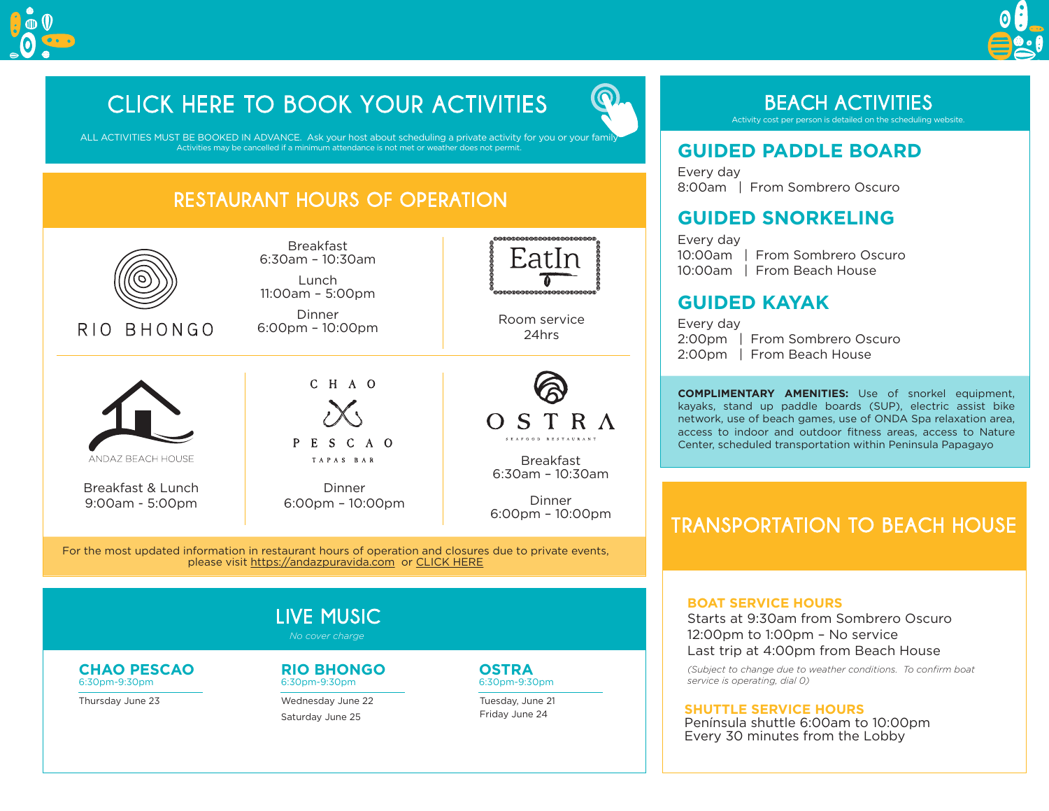# CLICK HERE TO BOOK YOUR ACTIVITIES

ALL ACTIVITIES MUST BE BOOKED IN ADVANCE. Ask your host about scheduling a private activity for you or your family
Activities may be cancelled if a minimum attendance is not met or weather does not permit.

## RESTAURANT HOURS OF OPERATION

**RIO BHONGO**

Breakfast
6:30am – 10:30am

Lunch
11:00am – 5:00pm

Dinner
6:00pm – 10:00pm

**EatIn**

Room service
24hrs

**ANDAZ BEACH HOUSE**

Breakfast & Lunch
9:00am - 5:00pm

**CHAO PESCAO** TAPAS BAR

Dinner
6:00pm – 10:00pm

**OSTRA** SEAFOOD RESTAURANT

Breakfast
6:30am – 10:30am

Dinner
6:00pm – 10:00pm

For the most updated information in restaurant hours of operation and closures due to private events, please visit https://andazpuravida.com or CLICK HERE

## LIVE MUSIC

*No cover charge*

**CHAO PESCAO**
6:30pm-9:30pm

Thursday June 23

**RIO BHONGO**
6:30pm-9:30pm

Wednesday June 22
Saturday June 25

**OSTRA**
6:30pm-9:30pm

Tuesday, June 21
Friday June 24

## BEACH ACTIVITIES

Activity cost per person is detailed on the scheduling website.

### GUIDED PADDLE BOARD

Every day
8:00am | From Sombrero Oscuro

### GUIDED SNORKELING

Every day
10:00am | From Sombrero Oscuro
10:00am | From Beach House

### GUIDED KAYAK

Every day
2:00pm | From Sombrero Oscuro
2:00pm | From Beach House

**COMPLIMENTARY AMENITIES:** Use of snorkel equipment, kayaks, stand up paddle boards (SUP), electric assist bike network, use of beach games, use of ONDA Spa relaxation area, access to indoor and outdoor fitness areas, access to Nature Center, scheduled transportation within Peninsula Papagayo

## TRANSPORTATION TO BEACH HOUSE

**BOAT SERVICE HOURS**

Starts at 9:30am from Sombrero Oscuro
12:00pm to 1:00pm – No service
Last trip at 4:00pm from Beach House

*(Subject to change due to weather conditions. To confirm boat service is operating, dial 0)*

**SHUTTLE SERVICE HOURS**

Península shuttle 6:00am to 10:00pm
Every 30 minutes from the Lobby